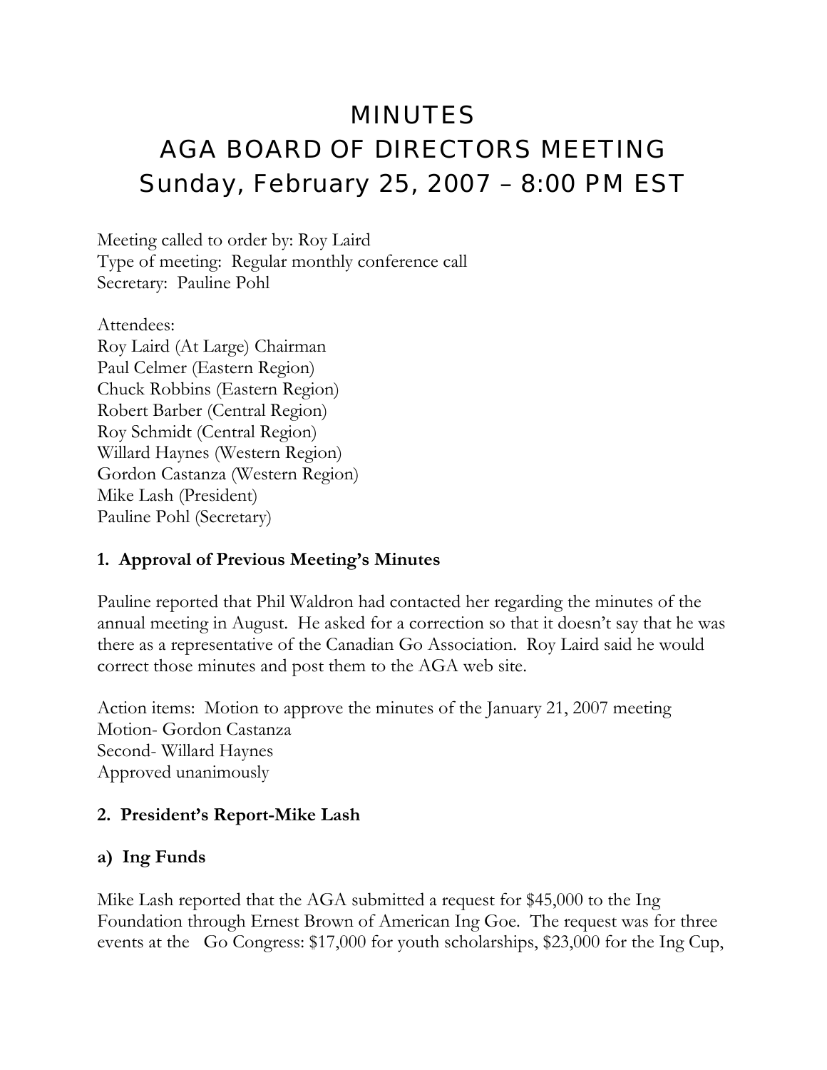# MINUTES
# AGA BOARD OF DIRECTORS MEETING
# Sunday, February 25, 2007 – 8:00 PM EST

Meeting called to order by: Roy Laird
Type of meeting: Regular monthly conference call
Secretary: Pauline Pohl

Attendees:
Roy Laird (At Large) Chairman
Paul Celmer (Eastern Region)
Chuck Robbins (Eastern Region)
Robert Barber (Central Region)
Roy Schmidt (Central Region)
Willard Haynes (Western Region)
Gordon Castanza (Western Region)
Mike Lash (President)
Pauline Pohl (Secretary)

### 1. Approval of Previous Meeting's Minutes

Pauline reported that Phil Waldron had contacted her regarding the minutes of the annual meeting in August. He asked for a correction so that it doesn't say that he was there as a representative of the Canadian Go Association. Roy Laird said he would correct those minutes and post them to the AGA web site.

Action items: Motion to approve the minutes of the January 21, 2007 meeting
Motion- Gordon Castanza
Second- Willard Haynes
Approved unanimously

### 2. President's Report-Mike Lash

### a) Ing Funds

Mike Lash reported that the AGA submitted a request for $45,000 to the Ing Foundation through Ernest Brown of American Ing Goe. The request was for three events at the Go Congress: $17,000 for youth scholarships, $23,000 for the Ing Cup,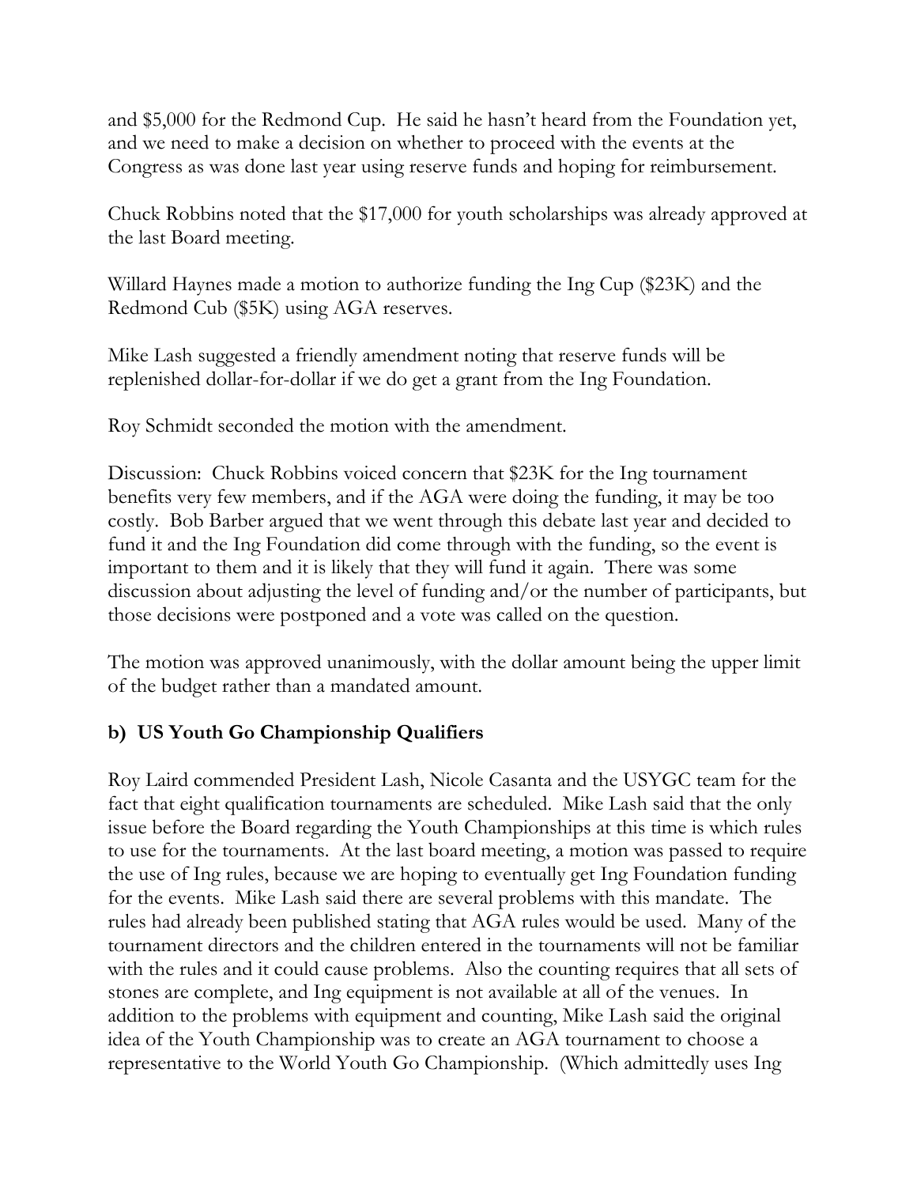and $5,000 for the Redmond Cup. He said he hasn't heard from the Foundation yet, and we need to make a decision on whether to proceed with the events at the Congress as was done last year using reserve funds and hoping for reimbursement.

Chuck Robbins noted that the $17,000 for youth scholarships was already approved at the last Board meeting.

Willard Haynes made a motion to authorize funding the Ing Cup ($23K) and the Redmond Cub ($5K) using AGA reserves.

Mike Lash suggested a friendly amendment noting that reserve funds will be replenished dollar-for-dollar if we do get a grant from the Ing Foundation.

Roy Schmidt seconded the motion with the amendment.

Discussion: Chuck Robbins voiced concern that $23K for the Ing tournament benefits very few members, and if the AGA were doing the funding, it may be too costly. Bob Barber argued that we went through this debate last year and decided to fund it and the Ing Foundation did come through with the funding, so the event is important to them and it is likely that they will fund it again. There was some discussion about adjusting the level of funding and/or the number of participants, but those decisions were postponed and a vote was called on the question.

The motion was approved unanimously, with the dollar amount being the upper limit of the budget rather than a mandated amount.

**b) US Youth Go Championship Qualifiers**

Roy Laird commended President Lash, Nicole Casanta and the USYGC team for the fact that eight qualification tournaments are scheduled. Mike Lash said that the only issue before the Board regarding the Youth Championships at this time is which rules to use for the tournaments. At the last board meeting, a motion was passed to require the use of Ing rules, because we are hoping to eventually get Ing Foundation funding for the events. Mike Lash said there are several problems with this mandate. The rules had already been published stating that AGA rules would be used. Many of the tournament directors and the children entered in the tournaments will not be familiar with the rules and it could cause problems. Also the counting requires that all sets of stones are complete, and Ing equipment is not available at all of the venues. In addition to the problems with equipment and counting, Mike Lash said the original idea of the Youth Championship was to create an AGA tournament to choose a representative to the World Youth Go Championship. (Which admittedly uses Ing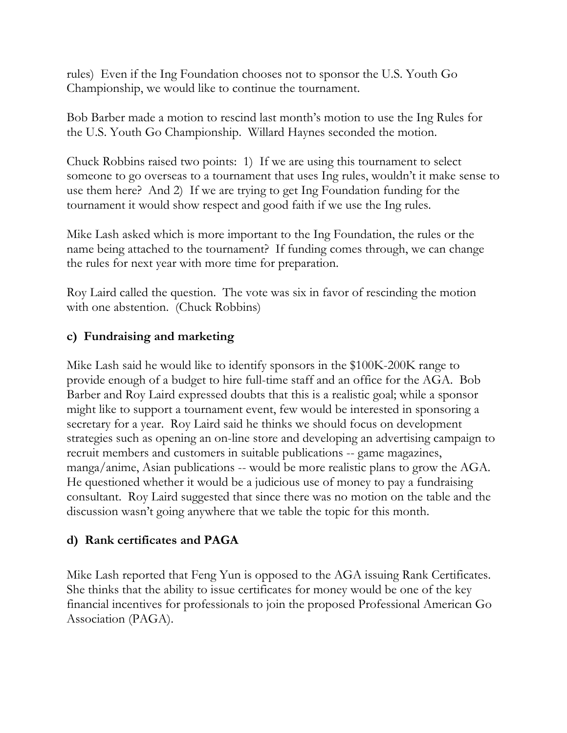rules) Even if the Ing Foundation chooses not to sponsor the U.S. Youth Go Championship, we would like to continue the tournament.

Bob Barber made a motion to rescind last month's motion to use the Ing Rules for the U.S. Youth Go Championship. Willard Haynes seconded the motion.

Chuck Robbins raised two points: 1) If we are using this tournament to select someone to go overseas to a tournament that uses Ing rules, wouldn't it make sense to use them here? And 2) If we are trying to get Ing Foundation funding for the tournament it would show respect and good faith if we use the Ing rules.

Mike Lash asked which is more important to the Ing Foundation, the rules or the name being attached to the tournament? If funding comes through, we can change the rules for next year with more time for preparation.

Roy Laird called the question. The vote was six in favor of rescinding the motion with one abstention. (Chuck Robbins)

**c) Fundraising and marketing**

Mike Lash said he would like to identify sponsors in the $100K-200K range to provide enough of a budget to hire full-time staff and an office for the AGA. Bob Barber and Roy Laird expressed doubts that this is a realistic goal; while a sponsor might like to support a tournament event, few would be interested in sponsoring a secretary for a year. Roy Laird said he thinks we should focus on development strategies such as opening an on-line store and developing an advertising campaign to recruit members and customers in suitable publications -- game magazines, manga/anime, Asian publications -- would be more realistic plans to grow the AGA. He questioned whether it would be a judicious use of money to pay a fundraising consultant. Roy Laird suggested that since there was no motion on the table and the discussion wasn't going anywhere that we table the topic for this month.

**d) Rank certificates and PAGA**

Mike Lash reported that Feng Yun is opposed to the AGA issuing Rank Certificates. She thinks that the ability to issue certificates for money would be one of the key financial incentives for professionals to join the proposed Professional American Go Association (PAGA).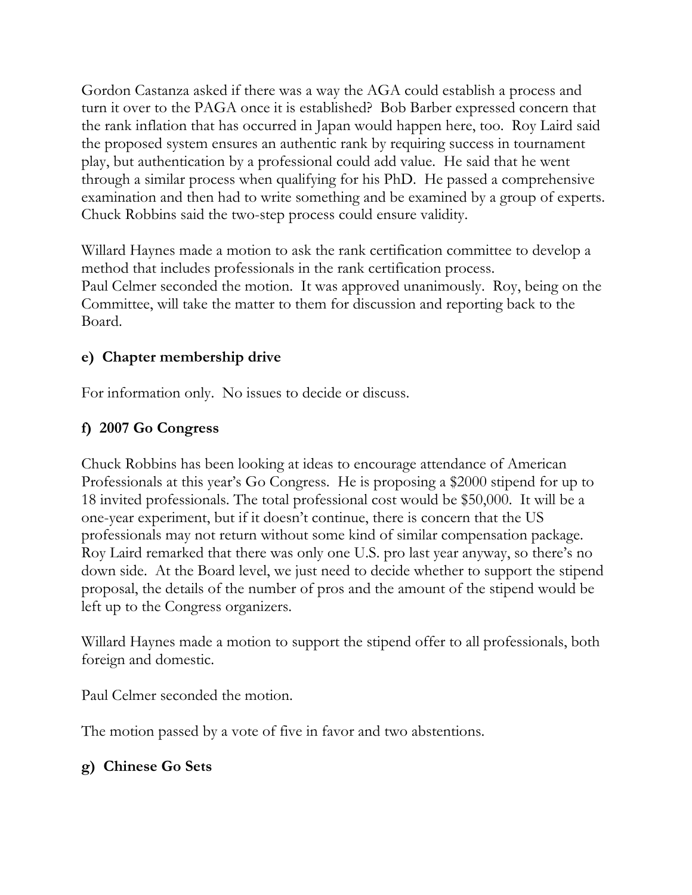Gordon Castanza asked if there was a way the AGA could establish a process and turn it over to the PAGA once it is established? Bob Barber expressed concern that the rank inflation that has occurred in Japan would happen here, too. Roy Laird said the proposed system ensures an authentic rank by requiring success in tournament play, but authentication by a professional could add value. He said that he went through a similar process when qualifying for his PhD. He passed a comprehensive examination and then had to write something and be examined by a group of experts. Chuck Robbins said the two-step process could ensure validity.

Willard Haynes made a motion to ask the rank certification committee to develop a method that includes professionals in the rank certification process.
Paul Celmer seconded the motion. It was approved unanimously. Roy, being on the Committee, will take the matter to them for discussion and reporting back to the Board.

### e) Chapter membership drive

For information only. No issues to decide or discuss.

### f) 2007 Go Congress

Chuck Robbins has been looking at ideas to encourage attendance of American Professionals at this year's Go Congress. He is proposing a $2000 stipend for up to 18 invited professionals. The total professional cost would be $50,000. It will be a one-year experiment, but if it doesn't continue, there is concern that the US professionals may not return without some kind of similar compensation package. Roy Laird remarked that there was only one U.S. pro last year anyway, so there's no down side. At the Board level, we just need to decide whether to support the stipend proposal, the details of the number of pros and the amount of the stipend would be left up to the Congress organizers.

Willard Haynes made a motion to support the stipend offer to all professionals, both foreign and domestic.

Paul Celmer seconded the motion.

The motion passed by a vote of five in favor and two abstentions.

### g) Chinese Go Sets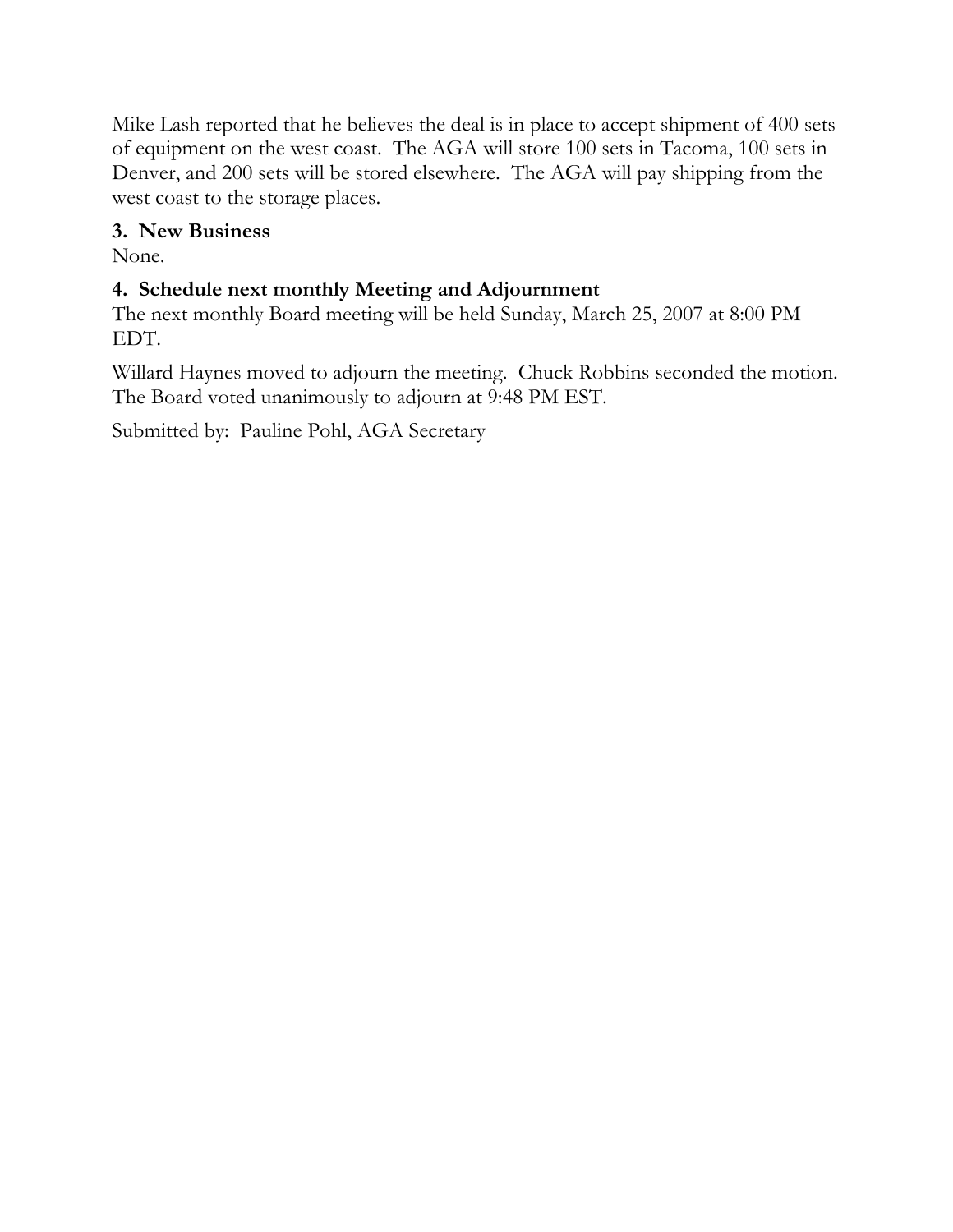Mike Lash reported that he believes the deal is in place to accept shipment of 400 sets of equipment on the west coast. The AGA will store 100 sets in Tacoma, 100 sets in Denver, and 200 sets will be stored elsewhere. The AGA will pay shipping from the west coast to the storage places.

### 3. New Business

None.

### 4. Schedule next monthly Meeting and Adjournment

The next monthly Board meeting will be held Sunday, March 25, 2007 at 8:00 PM EDT.

Willard Haynes moved to adjourn the meeting. Chuck Robbins seconded the motion. The Board voted unanimously to adjourn at 9:48 PM EST.

Submitted by: Pauline Pohl, AGA Secretary